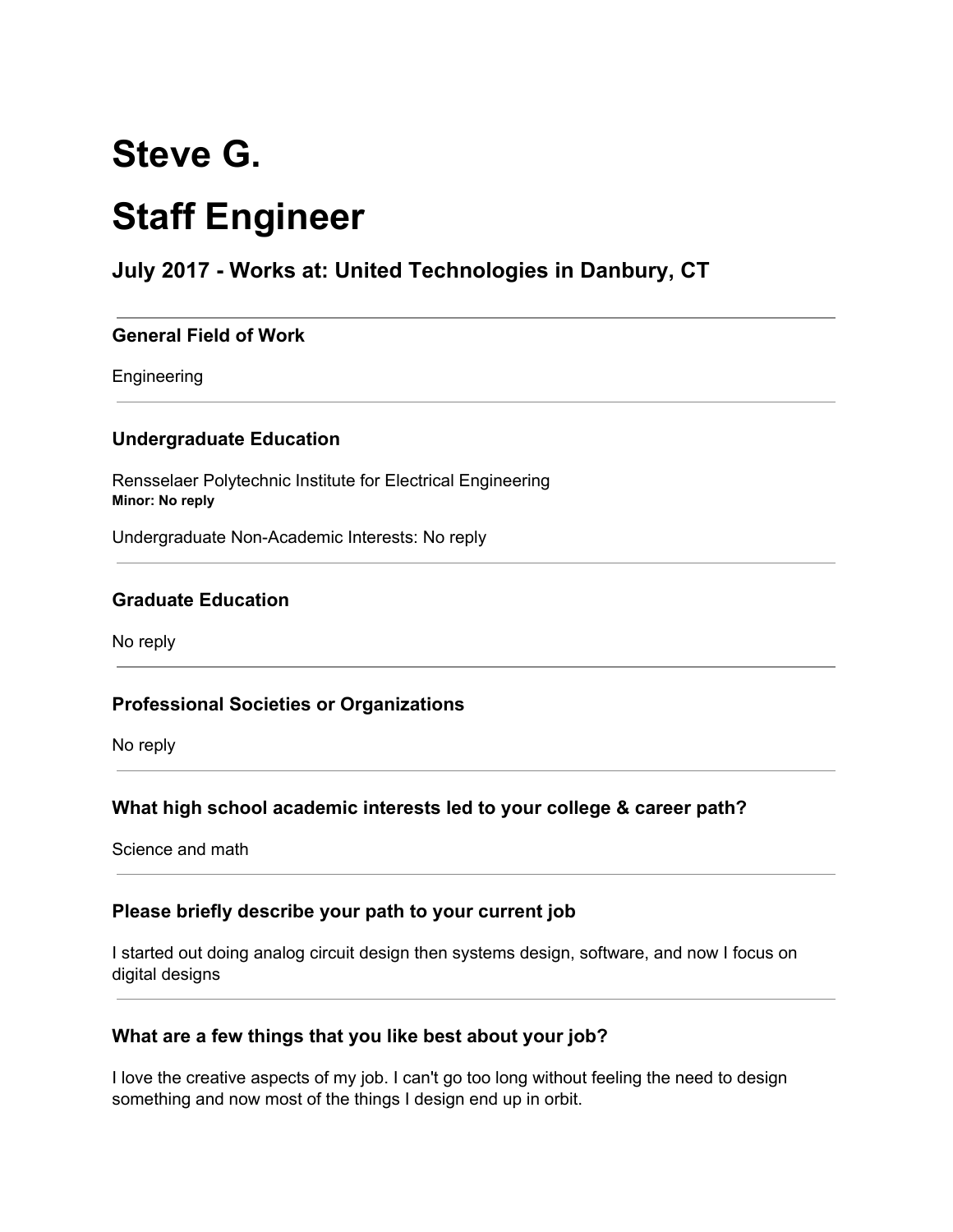# Steve G.

# Staff Engineer

### July 2017 - Works at: United Technologies in Danbury, CT

---

#### General Field of Work

Engineering

---

#### Undergraduate Education

Rensselaer Polytechnic Institute for Electrical Engineering
**Minor: No reply**

Undergraduate Non-Academic Interests: No reply

---

#### Graduate Education

No reply

---

#### Professional Societies or Organizations

No reply

---

#### What high school academic interests led to your college & career path?

Science and math

---

#### Please briefly describe your path to your current job

I started out doing analog circuit design then systems design, software, and now I focus on digital designs

---

#### What are a few things that you like best about your job?

I love the creative aspects of my job. I can't go too long without feeling the need to design something and now most of the things I design end up in orbit.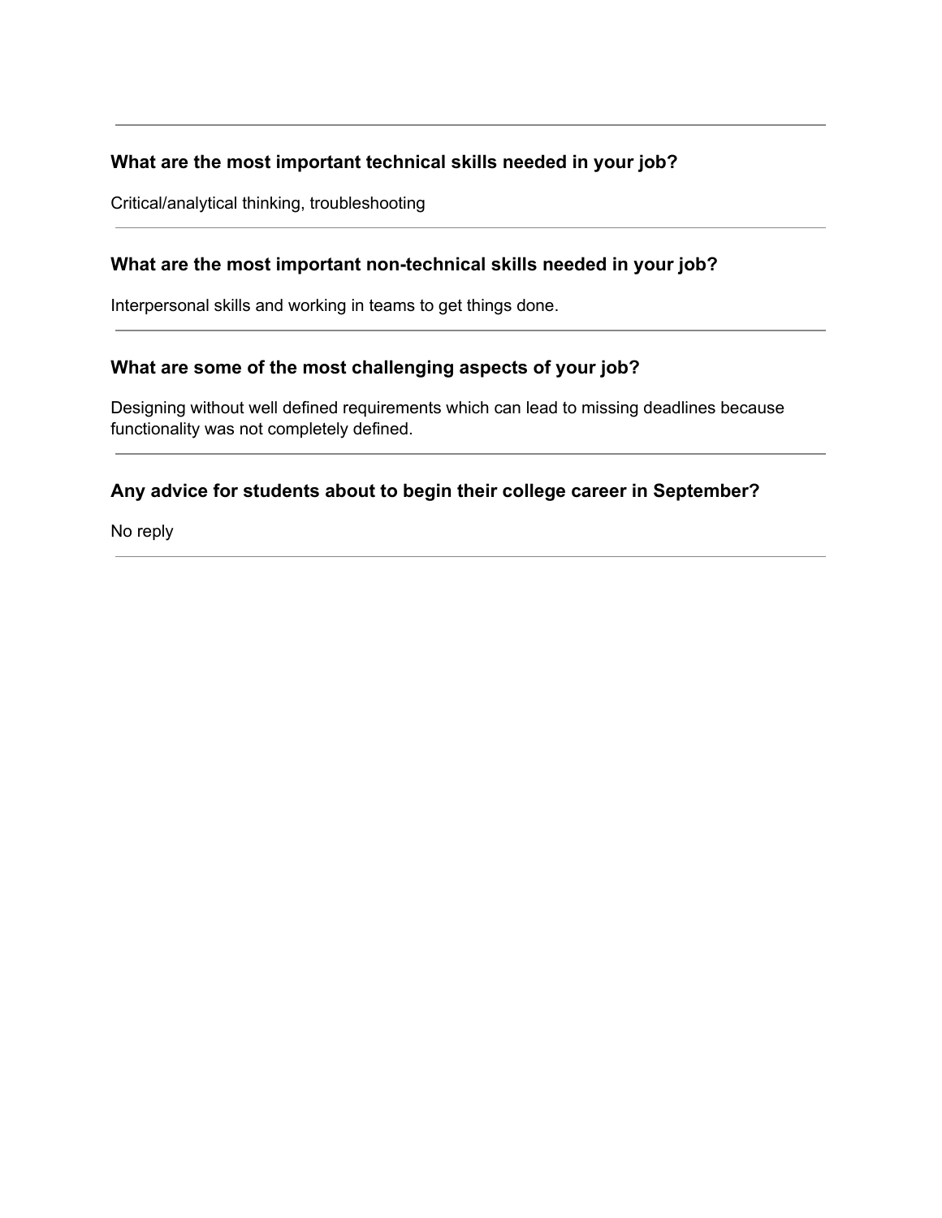### What are the most important technical skills needed in your job?

Critical/analytical thinking, troubleshooting

### What are the most important non-technical skills needed in your job?

Interpersonal skills and working in teams to get things done.

### What are some of the most challenging aspects of your job?

Designing without well defined requirements which can lead to missing deadlines because functionality was not completely defined.

### Any advice for students about to begin their college career in September?

No reply